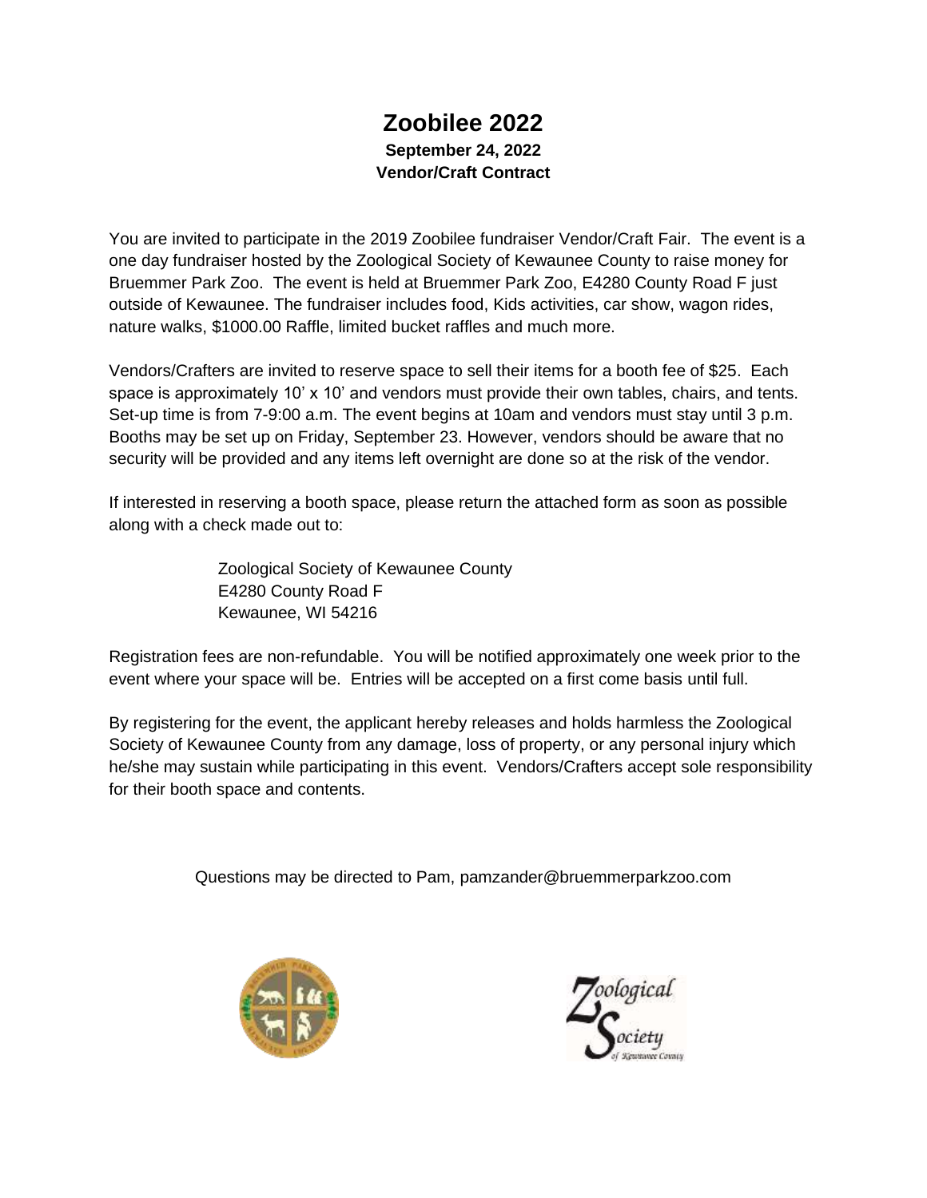# Zoobilee 2022

**September 24, 2022**

**Vendor/Craft Contract**

You are invited to participate in the 2019 Zoobilee fundraiser Vendor/Craft Fair. The event is a one day fundraiser hosted by the Zoological Society of Kewaunee County to raise money for Bruemmer Park Zoo. The event is held at Bruemmer Park Zoo, E4280 County Road F just outside of Kewaunee. The fundraiser includes food, Kids activities, car show, wagon rides, nature walks, $1000.00 Raffle, limited bucket raffles and much more.

Vendors/Crafters are invited to reserve space to sell their items for a booth fee of $25. Each space is approximately 10' x 10' and vendors must provide their own tables, chairs, and tents. Set-up time is from 7-9:00 a.m. The event begins at 10am and vendors must stay until 3 p.m. Booths may be set up on Friday, September 23. However, vendors should be aware that no security will be provided and any items left overnight are done so at the risk of the vendor.

If interested in reserving a booth space, please return the attached form as soon as possible along with a check made out to:

Zoological Society of Kewaunee County
E4280 County Road F
Kewaunee, WI 54216

Registration fees are non-refundable. You will be notified approximately one week prior to the event where your space will be. Entries will be accepted on a first come basis until full.

By registering for the event, the applicant hereby releases and holds harmless the Zoological Society of Kewaunee County from any damage, loss of property, or any personal injury which he/she may sustain while participating in this event. Vendors/Crafters accept sole responsibility for their booth space and contents.

Questions may be directed to Pam, pamzander@bruemmerparkzoo.com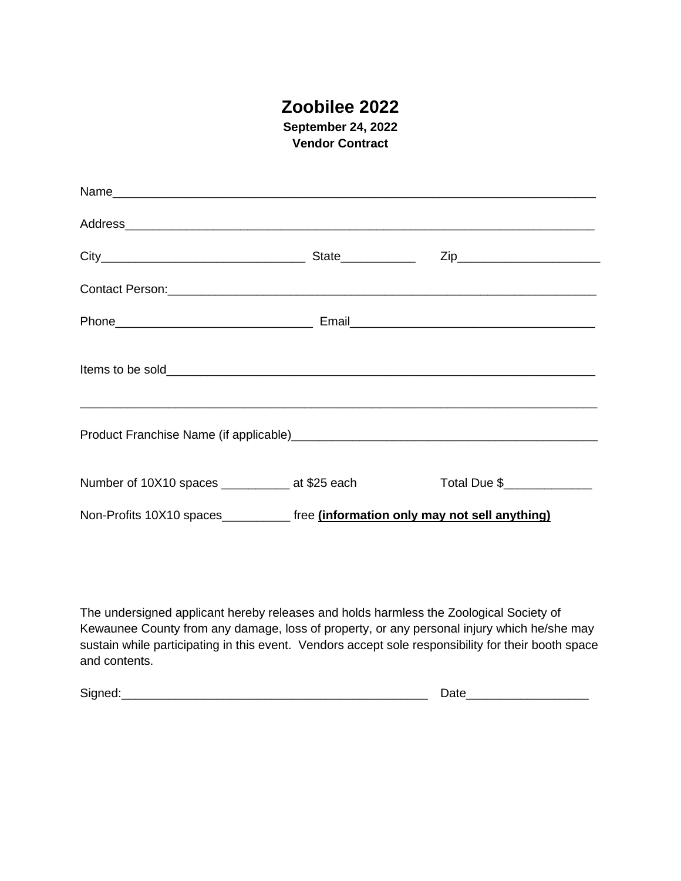# Zoobilee 2022

**September 24, 2022**
**Vendor Contract**

Name_______________________________________________________________________

Address_____________________________________________________________________

City______________________________ State___________ Zip_____________________

Contact Person:______________________________________________________________

Phone_____________________________ Email____________________________________

Items to be sold______________________________________________________________

____________________________________________________________________________

Product Franchise Name (if applicable)___________________________________________

Number of 10X10 spaces __________ at $25 each Total Due $_____________

Non-Profits 10X10 spaces__________ free **(information only may not sell anything)**

The undersigned applicant hereby releases and holds harmless the Zoological Society of Kewaunee County from any damage, loss of property, or any personal injury which he/she may sustain while participating in this event. Vendors accept sole responsibility for their booth space and contents.

Signed:______________________________________________ Date__________________